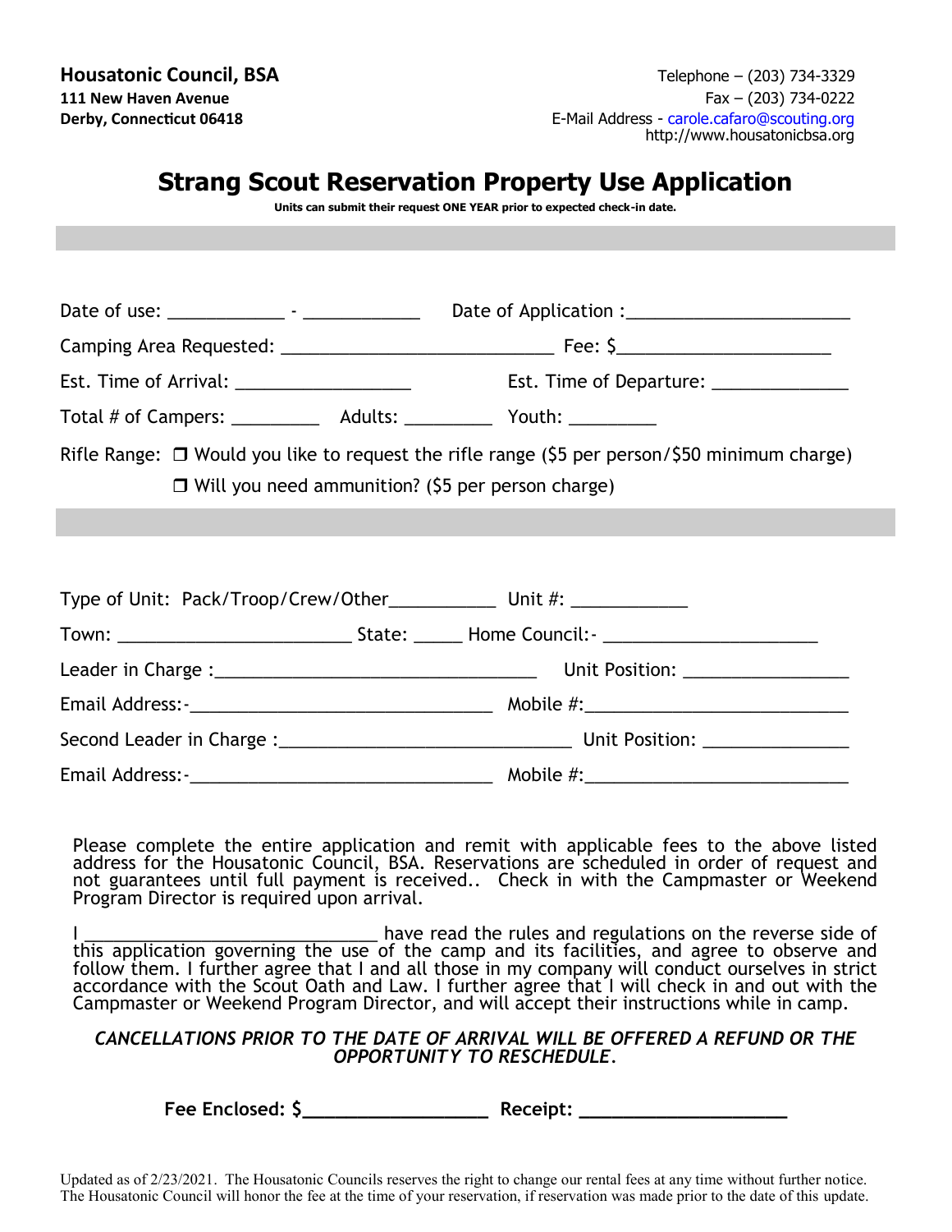**Housatonic Council, BSA**
**111 New Haven Avenue**
**Derby, Connecticut 06418**

Telephone – (203) 734-3329
Fax – (203) 734-0222
E-Mail Address - carole.cafaro@scouting.org
http://www.housatonicbsa.org

# Strang Scout Reservation Property Use Application

**Units can submit their request ONE YEAR prior to expected check-in date.**

Date of use: ____________ - ____________ Date of Application :______________________

Camping Area Requested: ___________________________ Fee: $_____________________

Est. Time of Arrival: _________________ Est. Time of Departure: _____________

Total # of Campers: _________ Adults: _________ Youth: _________

Rifle Range: ❒ Would you like to request the rifle range ($5 per person/$50 minimum charge)

❒ Will you need ammunition? ($5 per person charge)

Type of Unit: Pack/Troop/Crew/Other___________ Unit #: ____________

Town: _______________________ State: _____ Home Council:- _____________________

Leader in Charge :________________________________ Unit Position: ________________

Email Address:-______________________________ Mobile #:__________________________

Second Leader in Charge :_____________________________ Unit Position: ______________

Email Address:-______________________________ Mobile #:__________________________

Please complete the entire application and remit with applicable fees to the above listed address for the Housatonic Council, BSA. Reservations are scheduled in order of request and not guarantees until full payment is received.. Check in with the Campmaster or Weekend Program Director is required upon arrival.

I _____________________________ have read the rules and regulations on the reverse side of this application governing the use of the camp and its facilities, and agree to observe and follow them. I further agree that I and all those in my company will conduct ourselves in strict accordance with the Scout Oath and Law. I further agree that I will check in and out with the Campmaster or Weekend Program Director, and will accept their instructions while in camp.

***CANCELLATIONS PRIOR TO THE DATE OF ARRIVAL WILL BE OFFERED A REFUND OR THE OPPORTUNITY TO RESCHEDULE.***

**Fee Enclosed: $_________________ Receipt: ___________________**

Updated as of 2/23/2021. The Housatonic Councils reserves the right to change our rental fees at any time without further notice. The Housatonic Council will honor the fee at the time of your reservation, if reservation was made prior to the date of this update.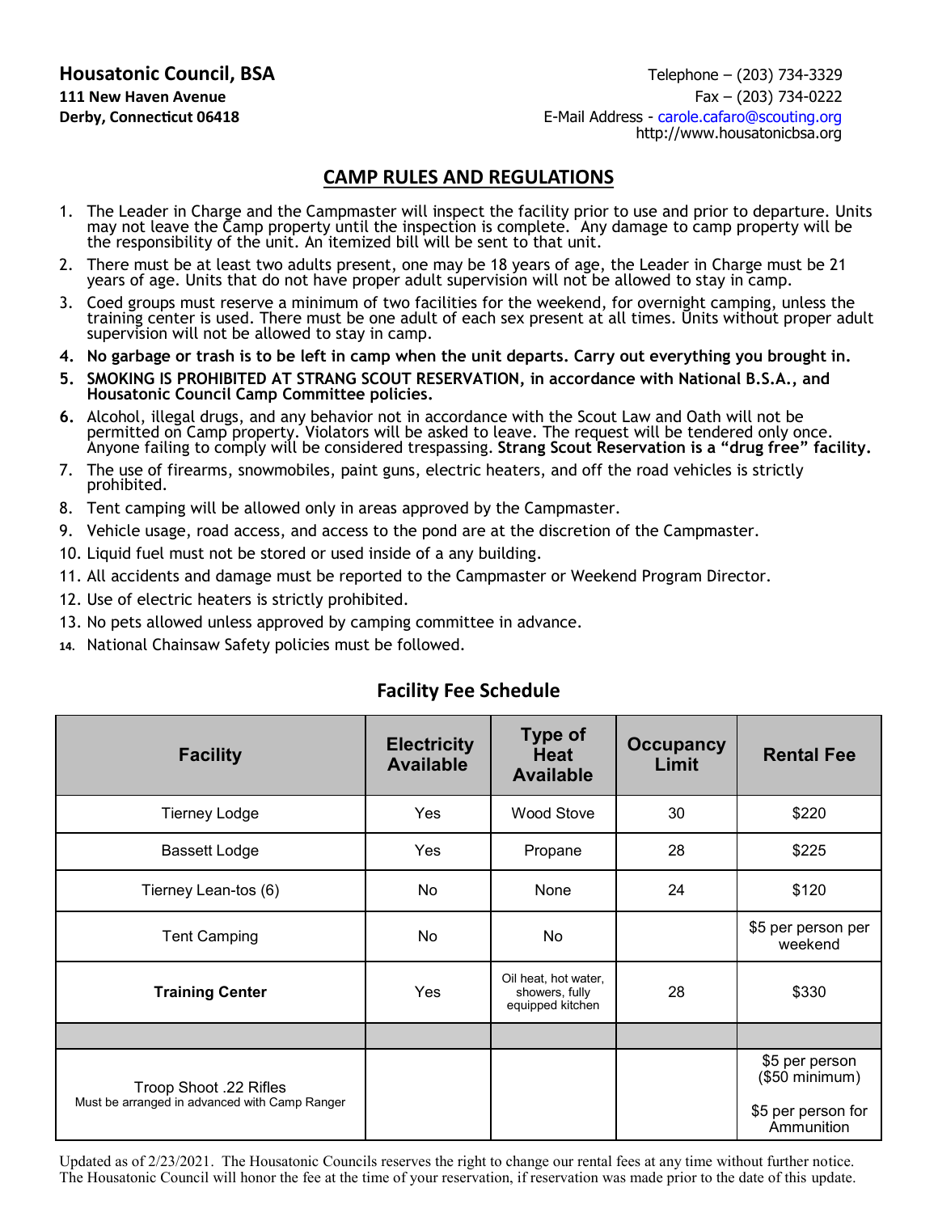**Housatonic Council, BSA**
**111 New Haven Avenue**
**Derby, Connecticut 06418**

Telephone – (203) 734-3329
Fax – (203) 734-0222
E-Mail Address - carole.cafaro@scouting.org
http://www.housatonicbsa.org

## CAMP RULES AND REGULATIONS

1. The Leader in Charge and the Campmaster will inspect the facility prior to use and prior to departure. Units may not leave the Camp property until the inspection is complete. Any damage to camp property will be the responsibility of the unit. An itemized bill will be sent to that unit.
2. There must be at least two adults present, one may be 18 years of age, the Leader in Charge must be 21 years of age. Units that do not have proper adult supervision will not be allowed to stay in camp.
3. Coed groups must reserve a minimum of two facilities for the weekend, for overnight camping, unless the training center is used. There must be one adult of each sex present at all times. Units without proper adult supervision will not be allowed to stay in camp.
4. **No garbage or trash is to be left in camp when the unit departs. Carry out everything you brought in.**
5. **SMOKING IS PROHIBITED AT STRANG SCOUT RESERVATION, in accordance with National B.S.A., and Housatonic Council Camp Committee policies.**
6. Alcohol, illegal drugs, and any behavior not in accordance with the Scout Law and Oath will not be permitted on Camp property. Violators will be asked to leave. The request will be tendered only once. Anyone failing to comply will be considered trespassing. **Strang Scout Reservation is a "drug free" facility.**
7. The use of firearms, snowmobiles, paint guns, electric heaters, and off the road vehicles is strictly prohibited.
8. Tent camping will be allowed only in areas approved by the Campmaster.
9. Vehicle usage, road access, and access to the pond are at the discretion of the Campmaster.
10. Liquid fuel must not be stored or used inside of a any building.
11. All accidents and damage must be reported to the Campmaster or Weekend Program Director.
12. Use of electric heaters is strictly prohibited.
13. No pets allowed unless approved by camping committee in advance.
14. National Chainsaw Safety policies must be followed.

### Facility Fee Schedule

| Facility | Electricity Available | Type of Heat Available | Occupancy Limit | Rental Fee |
|---|---|---|---|---|
| Tierney Lodge | Yes | Wood Stove | 30 | $220 |
| Bassett Lodge | Yes | Propane | 28 | $225 |
| Tierney Lean-tos (6) | No | None | 24 | $120 |
| Tent Camping | No | No | | $5 per person per weekend |
| **Training Center** | Yes | Oil heat, hot water, showers, fully equipped kitchen | 28 | $330 |
| | | | | |
| Troop Shoot .22 Rifles<br>Must be arranged in advanced with Camp Ranger | | | | $5 per person ($50 minimum)<br><br>$5 per person for Ammunition |

Updated as of 2/23/2021. The Housatonic Councils reserves the right to change our rental fees at any time without further notice. The Housatonic Council will honor the fee at the time of your reservation, if reservation was made prior to the date of this update.